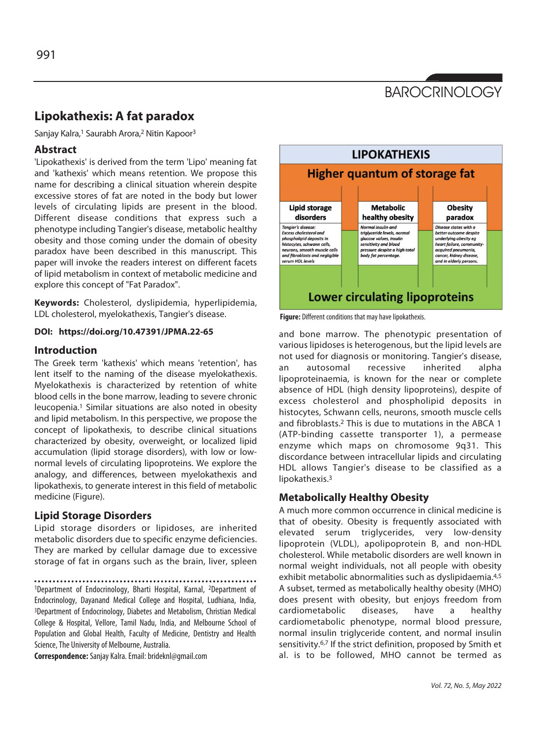BAROCRINOLOGY

# Lipokathexis: A fat paradox

Sanjay Kalra,[1] Saurabh Arora,[2] Nitin Kapoor[3]

## Abstract

'Lipokathexis' is derived from the term 'Lipo' meaning fat and 'kathexis' which means retention. We propose this name for describing a clinical situation wherein despite excessive stores of fat are noted in the body but lower levels of circulating lipids are present in the blood. Different disease conditions that express such a phenotype including Tangier's disease, metabolic healthy obesity and those coming under the domain of obesity paradox have been described in this manuscript. This paper will invoke the readers interest on different facets of lipid metabolism in context of metabolic medicine and explore this concept of "Fat Paradox".

**Keywords:** Cholesterol, dyslipidemia, hyperlipidemia, LDL cholesterol, myelokathexis, Tangier's disease.

**DOI: https://doi.org/10.47391/JPMA.22-65**

## Introduction

The Greek term 'kathexis' which means 'retention', has lent itself to the naming of the disease myelokathexis. Myelokathexis is characterized by retention of white blood cells in the bone marrow, leading to severe chronic leucopenia.[1] Similar situations are also noted in obesity and lipid metabolism. In this perspective, we propose the concept of lipokathexis, to describe clinical situations characterized by obesity, overweight, or localized lipid accumulation (lipid storage disorders), with low or low-normal levels of circulating lipoproteins. We explore the analogy, and differences, between myelokathexis and lipokathexis, to generate interest in this field of metabolic medicine (Figure).

| LIPOKATHEXIS | | |
|---|---|---|
| Higher quantum of storage fat | | |
| **Lipid storage disorders** | **Metabolic healthy obesity** | **Obesity paradox** |
| *Tangier's disease: Excess cholesterol and phospholipid deposits in histocytes, schwann cells, neurons, smooth muscle cells and fibroblasts and negligible serum HDL levels* | *Normal insulin and triglyceride levels, normal glucose values, insulin sensitivity and blood pressure despite a high total body fat percentage.* | *Disease states with a better outcome despite underlying obesity eg heart failure, community-acquired pneumonia, cancer, kidney disease, and in elderly persons.* |
| Lower circulating lipoproteins | | |

**Figure:** Different conditions that may have lipokathexis.

## Lipid Storage Disorders

Lipid storage disorders or lipidoses, are inherited metabolic disorders due to specific enzyme deficiencies. They are marked by cellular damage due to excessive storage of fat in organs such as the brain, liver, spleen and bone marrow. The phenotypic presentation of various lipidoses is heterogenous, but the lipid levels are not used for diagnosis or monitoring. Tangier's disease, an autosomal recessive inherited alpha lipoproteinaemia, is known for the near or complete absence of HDL (high density lipoproteins), despite of excess cholesterol and phospholipid deposits in histocytes, Schwann cells, neurons, smooth muscle cells and fibroblasts.[2] This is due to mutations in the ABCA 1 (ATP-binding cassette transporter 1), a permease enzyme which maps on chromosome 9q31. This discordance between intracellular lipids and circulating HDL allows Tangier's disease to be classified as a lipokathexis.[3]

## Metabolically Healthy Obesity

A much more common occurrence in clinical medicine is that of obesity. Obesity is frequently associated with elevated serum triglycerides, very low-density lipoprotein (VLDL), apolipoprotein B, and non-HDL cholesterol. While metabolic disorders are well known in normal weight individuals, not all people with obesity exhibit metabolic abnormalities such as dyslipidaemia.[4,5] A subset, termed as metabolically healthy obesity (MHO) does present with obesity, but enjoys freedom from cardiometabolic diseases, have a healthy cardiometabolic phenotype, normal blood pressure, normal insulin triglyceride content, and normal insulin sensitivity.[6,7] If the strict definition, proposed by Smith et al. is to be followed, MHO cannot be termed as

---

[1]Department of Endocrinology, Bharti Hospital, Karnal, [2]Department of Endocrinology, Dayanand Medical College and Hospital, Ludhiana, India, [3]Department of Endocrinology, Diabetes and Metabolism, Christian Medical College & Hospital, Vellore, Tamil Nadu, India, and Melbourne School of Population and Global Health, Faculty of Medicine, Dentistry and Health Science, The University of Melbourne, Australia.

**Correspondence:** Sanjay Kalra. Email: brideknl@gmail.com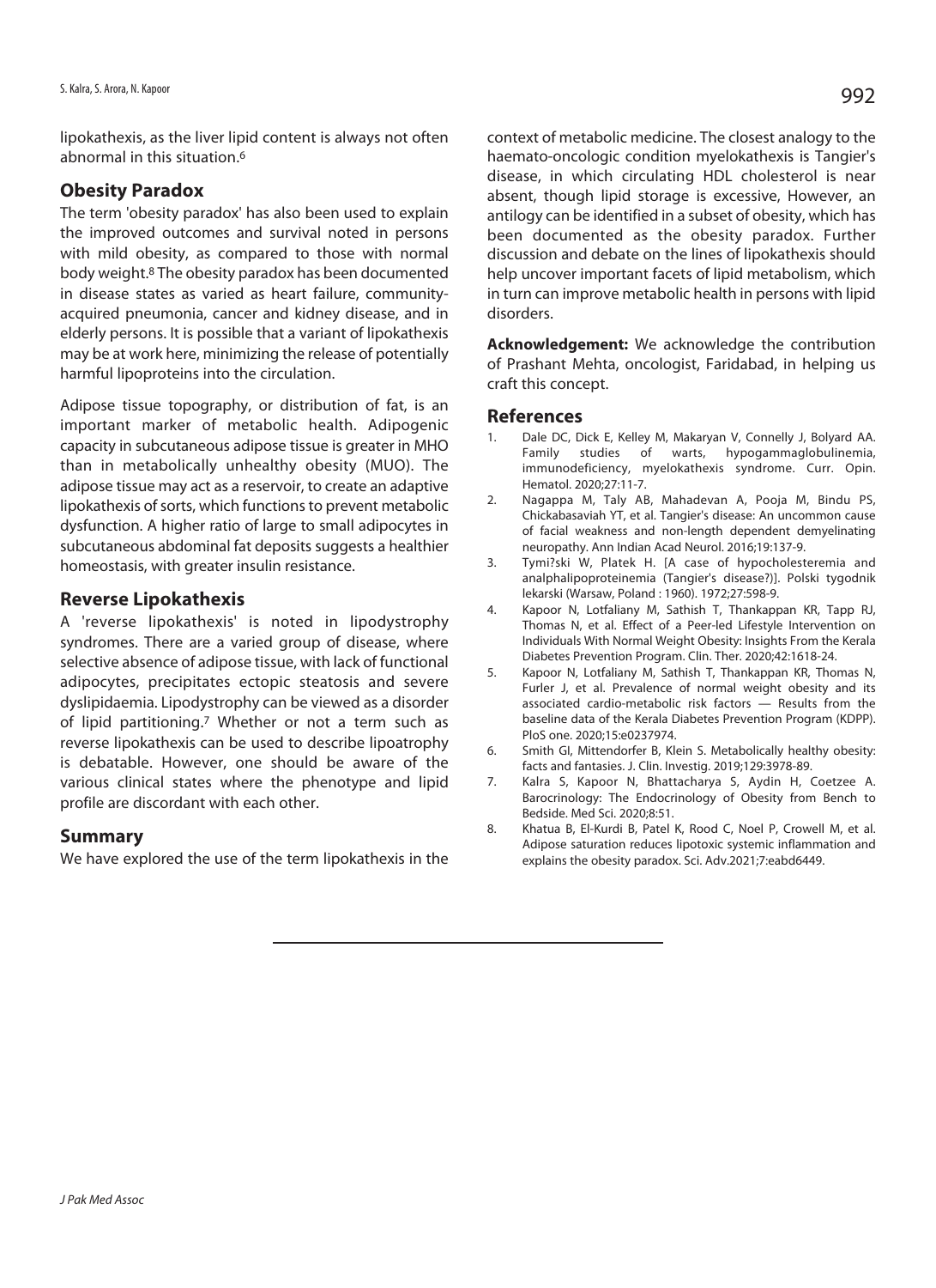lipokathexis, as the liver lipid content is always not often abnormal in this situation.[6]

## Obesity Paradox

The term 'obesity paradox' has also been used to explain the improved outcomes and survival noted in persons with mild obesity, as compared to those with normal body weight.[8] The obesity paradox has been documented in disease states as varied as heart failure, community-acquired pneumonia, cancer and kidney disease, and in elderly persons. It is possible that a variant of lipokathexis may be at work here, minimizing the release of potentially harmful lipoproteins into the circulation.

Adipose tissue topography, or distribution of fat, is an important marker of metabolic health. Adipogenic capacity in subcutaneous adipose tissue is greater in MHO than in metabolically unhealthy obesity (MUO). The adipose tissue may act as a reservoir, to create an adaptive lipokathexis of sorts, which functions to prevent metabolic dysfunction. A higher ratio of large to small adipocytes in subcutaneous abdominal fat deposits suggests a healthier homeostasis, with greater insulin resistance.

## Reverse Lipokathexis

A 'reverse lipokathexis' is noted in lipodystrophy syndromes. There are a varied group of disease, where selective absence of adipose tissue, with lack of functional adipocytes, precipitates ectopic steatosis and severe dyslipidaemia. Lipodystrophy can be viewed as a disorder of lipid partitioning.[7] Whether or not a term such as reverse lipokathexis can be used to describe lipoatrophy is debatable. However, one should be aware of the various clinical states where the phenotype and lipid profile are discordant with each other.

## Summary

We have explored the use of the term lipokathexis in the context of metabolic medicine. The closest analogy to the haemato-oncologic condition myelokathexis is Tangier's disease, in which circulating HDL cholesterol is near absent, though lipid storage is excessive, However, an antilogy can be identified in a subset of obesity, which has been documented as the obesity paradox. Further discussion and debate on the lines of lipokathexis should help uncover important facets of lipid metabolism, which in turn can improve metabolic health in persons with lipid disorders.

**Acknowledgement:** We acknowledge the contribution of Prashant Mehta, oncologist, Faridabad, in helping us craft this concept.

## References

1. Dale DC, Dick E, Kelley M, Makaryan V, Connelly J, Bolyard AA. Family studies of warts, hypogammaglobulinemia, immunodeficiency, myelokathexis syndrome. Curr. Opin. Hematol. 2020;27:11-7.
2. Nagappa M, Taly AB, Mahadevan A, Pooja M, Bindu PS, Chickabasaviah YT, et al. Tangier's disease: An uncommon cause of facial weakness and non-length dependent demyelinating neuropathy. Ann Indian Acad Neurol. 2016;19:137-9.
3. Tymi?ski W, Platek H. [A case of hypocholesteremia and analphalipoproteinemia (Tangier's disease?)]. Polski tygodnik lekarski (Warsaw, Poland : 1960). 1972;27:598-9.
4. Kapoor N, Lotfaliany M, Sathish T, Thankappan KR, Tapp RJ, Thomas N, et al. Effect of a Peer-led Lifestyle Intervention on Individuals With Normal Weight Obesity: Insights From the Kerala Diabetes Prevention Program. Clin. Ther. 2020;42:1618-24.
5. Kapoor N, Lotfaliany M, Sathish T, Thankappan KR, Thomas N, Furler J, et al. Prevalence of normal weight obesity and its associated cardio-metabolic risk factors — Results from the baseline data of the Kerala Diabetes Prevention Program (KDPP). PloS one. 2020;15:e0237974.
6. Smith GI, Mittendorfer B, Klein S. Metabolically healthy obesity: facts and fantasies. J. Clin. Investig. 2019;129:3978-89.
7. Kalra S, Kapoor N, Bhattacharya S, Aydin H, Coetzee A. Barocrinology: The Endocrinology of Obesity from Bench to Bedside. Med Sci. 2020;8:51.
8. Khatua B, El-Kurdi B, Patel K, Rood C, Noel P, Crowell M, et al. Adipose saturation reduces lipotoxic systemic inflammation and explains the obesity paradox. Sci. Adv.2021;7:eabd6449.